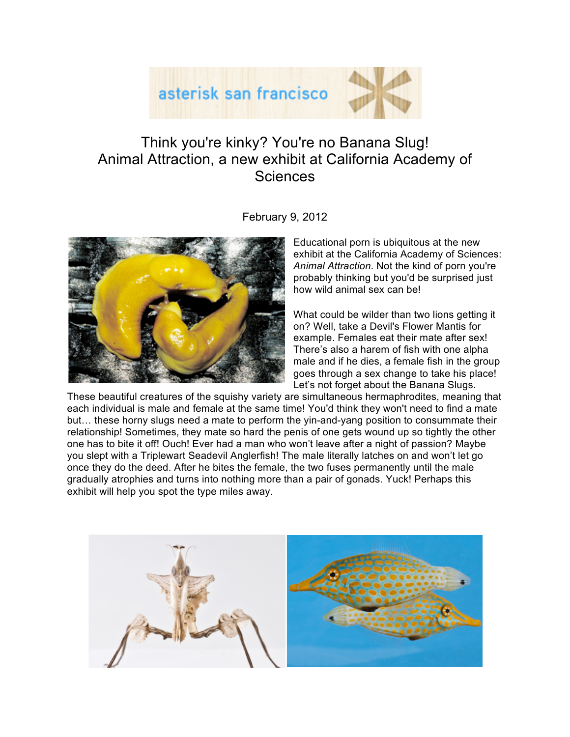asterisk san francisco

# Think you're kinky? You're no Banana Slug! Animal Attraction, a new exhibit at California Academy of Sciences

February 9, 2012

Educational porn is ubiquitous at the new exhibit at the California Academy of Sciences: *Animal Attraction*. Not the kind of porn you're probably thinking but you'd be surprised just how wild animal sex can be!

What could be wilder than two lions getting it on? Well, take a Devil's Flower Mantis for example. Females eat their mate after sex! There's also a harem of fish with one alpha male and if he dies, a female fish in the group goes through a sex change to take his place! Let's not forget about the Banana Slugs. These beautiful creatures of the squishy variety are simultaneous hermaphrodites, meaning that each individual is male and female at the same time! You'd think they won't need to find a mate but… these horny slugs need a mate to perform the yin-and-yang position to consummate their relationship! Sometimes, they mate so hard the penis of one gets wound up so tightly the other one has to bite it off! Ouch! Ever had a man who won't leave after a night of passion? Maybe you slept with a Triplewart Seadevil Anglerfish! The male literally latches on and won't let go once they do the deed. After he bites the female, the two fuses permanently until the male gradually atrophies and turns into nothing more than a pair of gonads. Yuck! Perhaps this exhibit will help you spot the type miles away.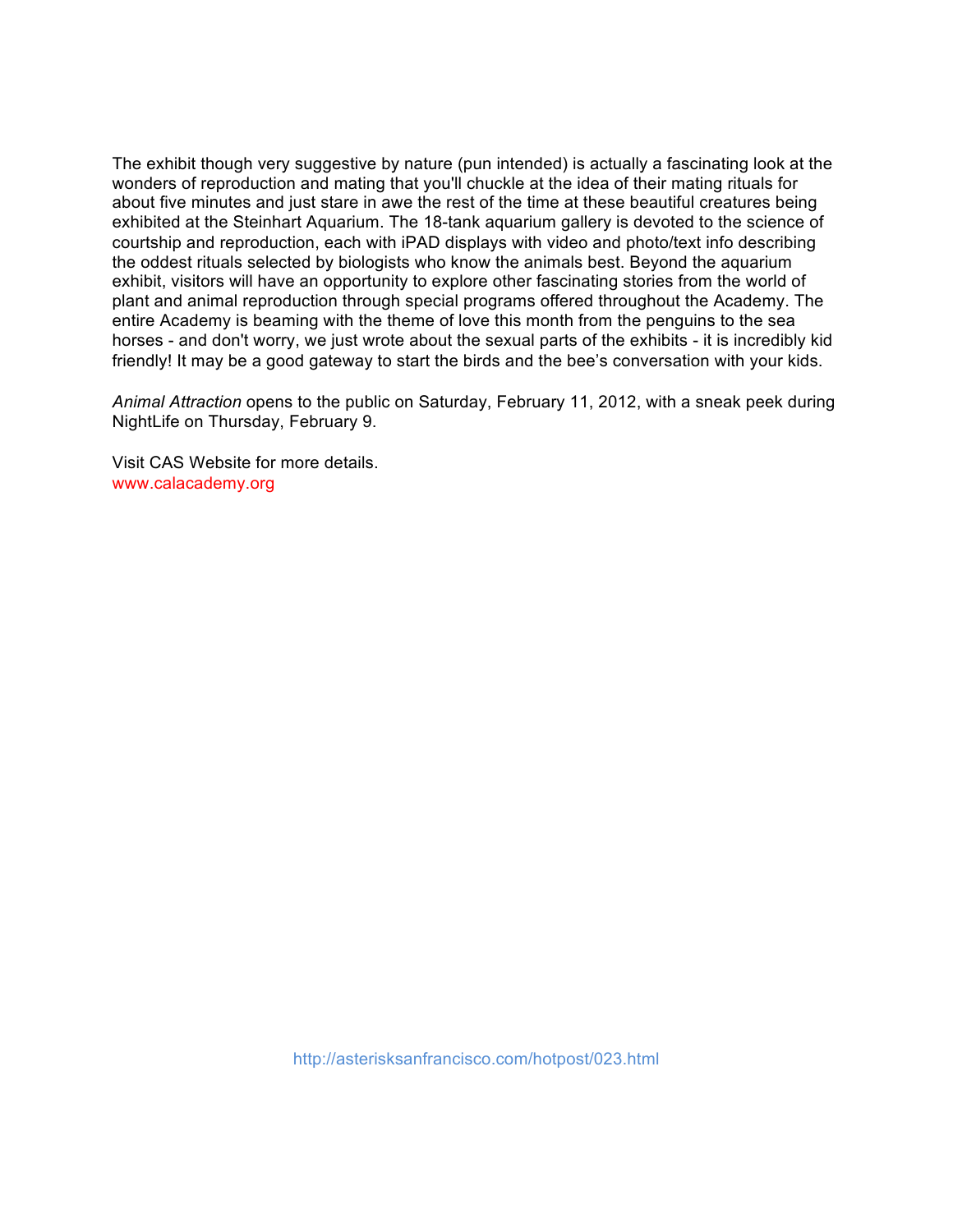The exhibit though very suggestive by nature (pun intended) is actually a fascinating look at the wonders of reproduction and mating that you'll chuckle at the idea of their mating rituals for about five minutes and just stare in awe the rest of the time at these beautiful creatures being exhibited at the Steinhart Aquarium. The 18-tank aquarium gallery is devoted to the science of courtship and reproduction, each with iPAD displays with video and photo/text info describing the oddest rituals selected by biologists who know the animals best. Beyond the aquarium exhibit, visitors will have an opportunity to explore other fascinating stories from the world of plant and animal reproduction through special programs offered throughout the Academy. The entire Academy is beaming with the theme of love this month from the penguins to the sea horses - and don't worry, we just wrote about the sexual parts of the exhibits - it is incredibly kid friendly! It may be a good gateway to start the birds and the bee's conversation with your kids.

*Animal Attraction* opens to the public on Saturday, February 11, 2012, with a sneak peek during NightLife on Thursday, February 9.

Visit CAS Website for more details.
www.calacademy.org

http://asterisksanfrancisco.com/hotpost/023.html